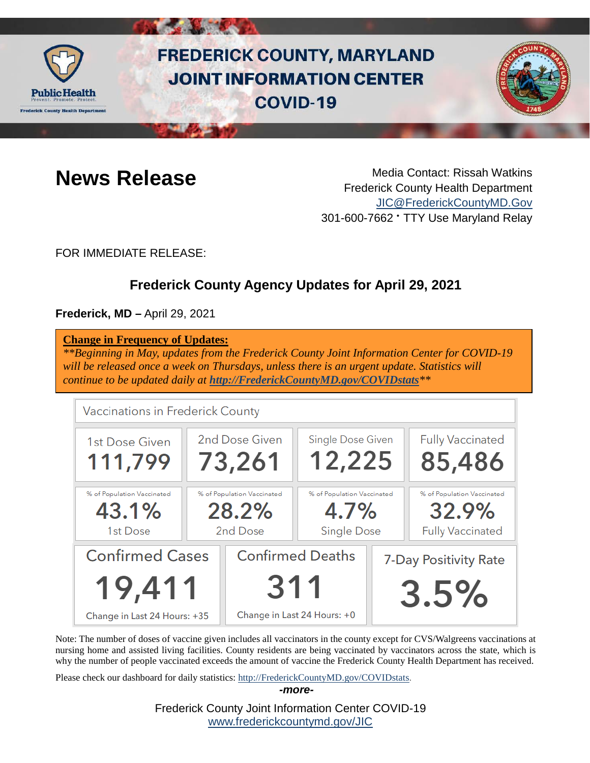# FREDERICK COUNTY, MARYLAND JOINT INFORMATION CENTER COVID-19

## News Release

Media Contact: Rissah Watkins
Frederick County Health Department
JIC@FrederickCountyMD.Gov
301-600-7662 • TTY Use Maryland Relay

FOR IMMEDIATE RELEASE:

### Frederick County Agency Updates for April 29, 2021

**Frederick, MD –** April 29, 2021

**Change in Frequency of Updates:**
*\*\*Beginning in May, updates from the Frederick County Joint Information Center for COVID-19 will be released once a week on Thursdays, unless there is an urgent update. Statistics will continue to be updated daily at* ***http://FrederickCountyMD.gov/COVIDstats****\*\**

**Vaccinations in Frederick County**

| 1st Dose Given | 2nd Dose Given | Single Dose Given | Fully Vaccinated |
|---|---|---|---|
| 111,799 | 73,261 | 12,225 | 85,486 |
| % of Population Vaccinated 43.1% 1st Dose | % of Population Vaccinated 28.2% 2nd Dose | % of Population Vaccinated 4.7% Single Dose | % of Population Vaccinated 32.9% Fully Vaccinated |

| Confirmed Cases | Confirmed Deaths | 7-Day Positivity Rate |
|---|---|---|
| 19,411 | 311 | 3.5% |
| Change in Last 24 Hours: +35 | Change in Last 24 Hours: +0 | |

Note: The number of doses of vaccine given includes all vaccinators in the county except for CVS/Walgreens vaccinations at nursing home and assisted living facilities. County residents are being vaccinated by vaccinators across the state, which is why the number of people vaccinated exceeds the amount of vaccine the Frederick County Health Department has received.

Please check our dashboard for daily statistics: http://FrederickCountyMD.gov/COVIDstats.

*-more-*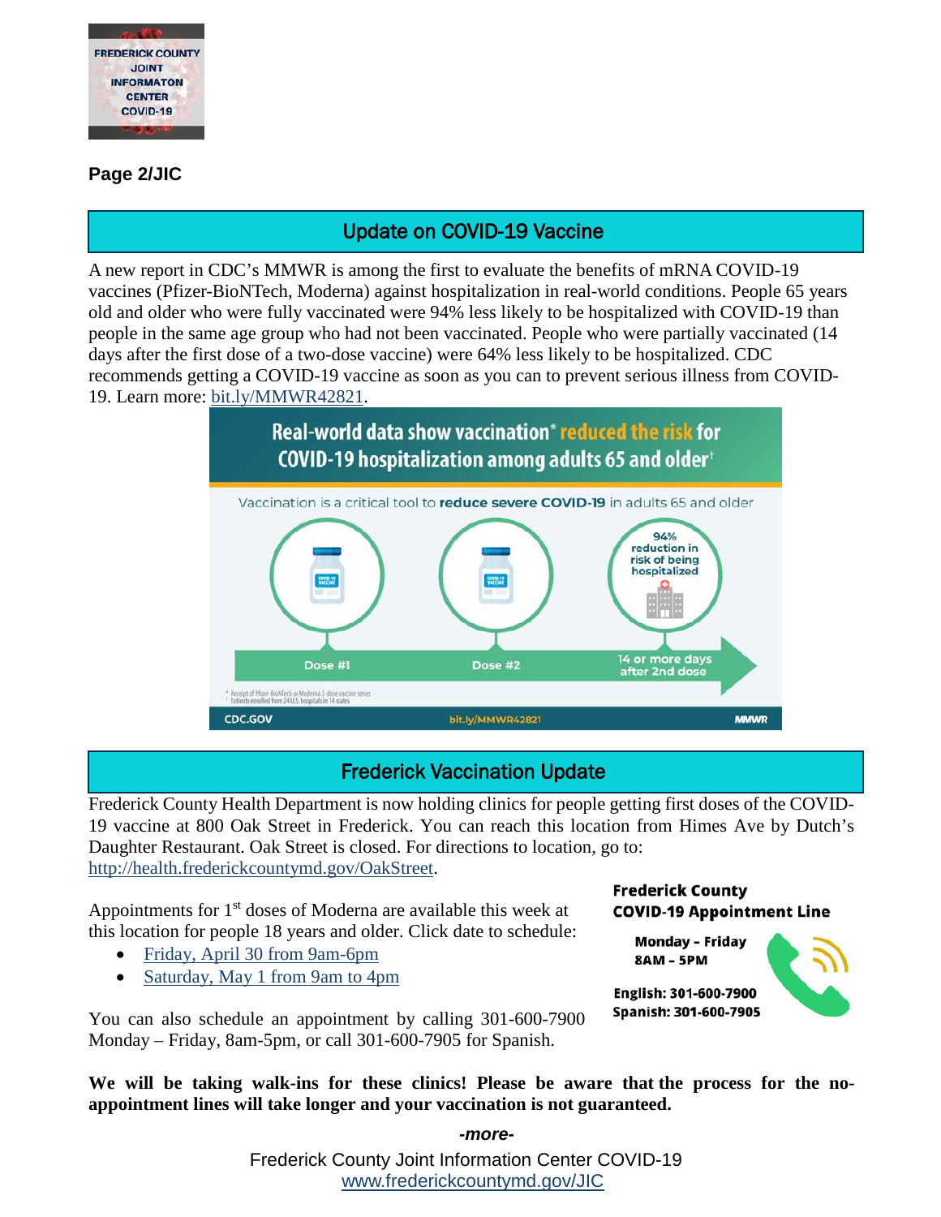## Update on COVID-19 Vaccine

A new report in CDC's MMWR is among the first to evaluate the benefits of mRNA COVID-19 vaccines (Pfizer-BioNTech, Moderna) against hospitalization in real-world conditions. People 65 years old and older who were fully vaccinated were 94% less likely to be hospitalized with COVID-19 than people in the same age group who had not been vaccinated. People who were partially vaccinated (14 days after the first dose of a two-dose vaccine) were 64% less likely to be hospitalized. CDC recommends getting a COVID-19 vaccine as soon as you can to prevent serious illness from COVID-19. Learn more: bit.ly/MMWR42821.

**Real-world data show vaccination* reduced the risk for COVID-19 hospitalization among adults 65 and older†**

Vaccination is a critical tool to **reduce severe COVID-19** in adults 65 and older

Dose #1 → Dose #2 → 14 or more days after 2nd dose: 94% reduction in risk of being hospitalized

* Receipt of Pfizer-BioNTech or Moderna 2-dose vaccine series
† Patients enrolled from 24 U.S. hospitals in 14 states

CDC.GOV | bit.ly/MMWR42821 | MMWR

## Frederick Vaccination Update

Frederick County Health Department is now holding clinics for people getting first doses of the COVID-19 vaccine at 800 Oak Street in Frederick. You can reach this location from Himes Ave by Dutch's Daughter Restaurant. Oak Street is closed. For directions to location, go to: http://health.frederickcountymd.gov/OakStreet.

Appointments for 1st doses of Moderna are available this week at this location for people 18 years and older. Click date to schedule:

- Friday, April 30 from 9am-6pm
- Saturday, May 1 from 9am to 4pm

You can also schedule an appointment by calling 301-600-7900 Monday – Friday, 8am-5pm, or call 301-600-7905 for Spanish.

**Frederick County COVID-19 Appointment Line**

Monday – Friday
8AM – 5PM

English: 301-600-7900
Spanish: 301-600-7905

**We will be taking walk-ins for these clinics! Please be aware that the process for the no-appointment lines will take longer and your vaccination is not guaranteed.**

*-more-*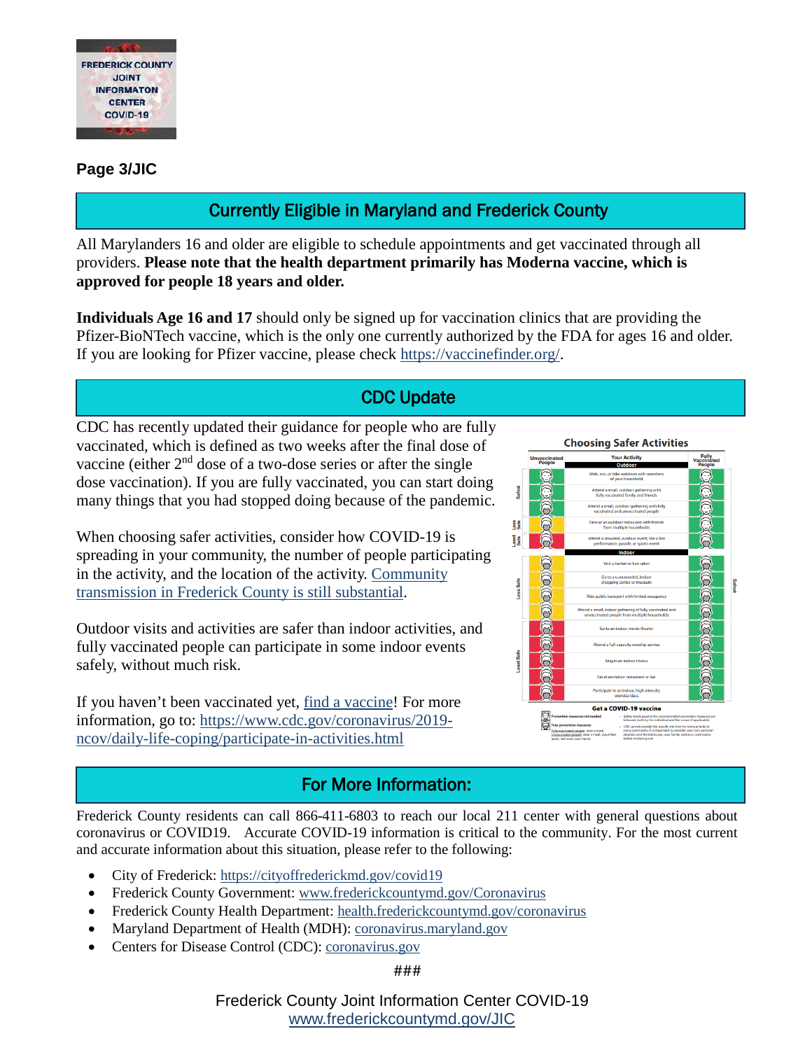## Currently Eligible in Maryland and Frederick County

All Marylanders 16 and older are eligible to schedule appointments and get vaccinated through all providers. **Please note that the health department primarily has Moderna vaccine, which is approved for people 18 years and older.**

**Individuals Age 16 and 17** should only be signed up for vaccination clinics that are providing the Pfizer-BioNTech vaccine, which is the only one currently authorized by the FDA for ages 16 and older. If you are looking for Pfizer vaccine, please check https://vaccinefinder.org/.

## CDC Update

CDC has recently updated their guidance for people who are fully vaccinated, which is defined as two weeks after the final dose of vaccine (either 2nd dose of a two-dose series or after the single dose vaccination). If you are fully vaccinated, you can start doing many things that you had stopped doing because of the pandemic.

When choosing safer activities, consider how COVID-19 is spreading in your community, the number of people participating in the activity, and the location of the activity. Community transmission in Frederick County is still substantial.

Outdoor visits and activities are safer than indoor activities, and fully vaccinated people can participate in some indoor events safely, without much risk.

If you haven't been vaccinated yet, find a vaccine! For more information, go to: https://www.cdc.gov/coronavirus/2019-ncov/daily-life-coping/participate-in-activities.html

Choosing Safer Activities

Unvaccinated People
Your Activity
Fully Vaccinated People

Outdoor

Walk, run, or bike outdoors with members of your household

Attend a small, outdoor gathering with fully vaccinated family and friends

Attend a small, outdoor gathering with fully vaccinated and unvaccinated people

Dine at an outdoor restaurant with friends from multiple households

Attend a crowded, outdoor event, like a live performance, parade, or sports event

Indoor

Visit a barber or hair salon

Go to an uncrowded, indoor shopping center or museum

Ride public transport with limited occupancy

Attend a small, indoor gathering of fully vaccinated and unvaccinated people from multiple households

Go to an indoor movie theater

Attend a full-capacity worship service

Sing in an indoor chorus

Eat at an indoor restaurant or bar

Participate in an indoor, high intensity exercise class

Safest
Less Safe
Least Safe

Get a COVID-19 vaccine

Prevention measures not needed

Take prevention measures

## For More Information:

Frederick County residents can call 866-411-6803 to reach our local 211 center with general questions about coronavirus or COVID19. Accurate COVID-19 information is critical to the community. For the most current and accurate information about this situation, please refer to the following:

- City of Frederick: https://cityoffrederickmd.gov/covid19
- Frederick County Government: www.frederickcountymd.gov/Coronavirus
- Frederick County Health Department: health.frederickcountymd.gov/coronavirus
- Maryland Department of Health (MDH): coronavirus.maryland.gov
- Centers for Disease Control (CDC): coronavirus.gov

###